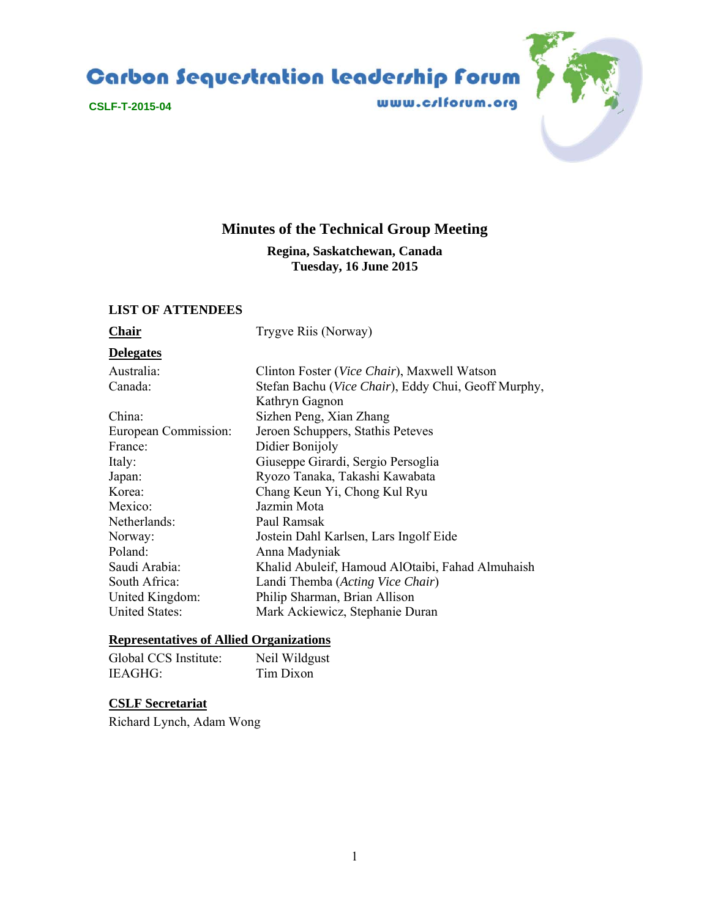# Carbon Sequestration Leadership Forum

CSLF-T-2015-04

www.cslforum.org

## Minutes of the Technical Group Meeting

**Regina, Saskatchewan, Canada**
**Tuesday, 16 June 2015**

### LIST OF ATTENDEES

**Chair** Trygve Riis (Norway)

**Delegates**

| | |
|---|---|
| Australia: | Clinton Foster (*Vice Chair*), Maxwell Watson |
| Canada: | Stefan Bachu (*Vice Chair*), Eddy Chui, Geoff Murphy, Kathryn Gagnon |
| China: | Sizhen Peng, Xian Zhang |
| European Commission: | Jeroen Schuppers, Stathis Peteves |
| France: | Didier Bonijoly |
| Italy: | Giuseppe Girardi, Sergio Persoglia |
| Japan: | Ryozo Tanaka, Takashi Kawabata |
| Korea: | Chang Keun Yi, Chong Kul Ryu |
| Mexico: | Jazmin Mota |
| Netherlands: | Paul Ramsak |
| Norway: | Jostein Dahl Karlsen, Lars Ingolf Eide |
| Poland: | Anna Madyniak |
| Saudi Arabia: | Khalid Abuleif, Hamoud AlOtaibi, Fahad Almuhaish |
| South Africa: | Landi Themba (*Acting Vice Chair*) |
| United Kingdom: | Philip Sharman, Brian Allison |
| United States: | Mark Ackiewicz, Stephanie Duran |

**Representatives of Allied Organizations**

| | |
|---|---|
| Global CCS Institute: | Neil Wildgust |
| IEAGHG: | Tim Dixon |

**CSLF Secretariat**

Richard Lynch, Adam Wong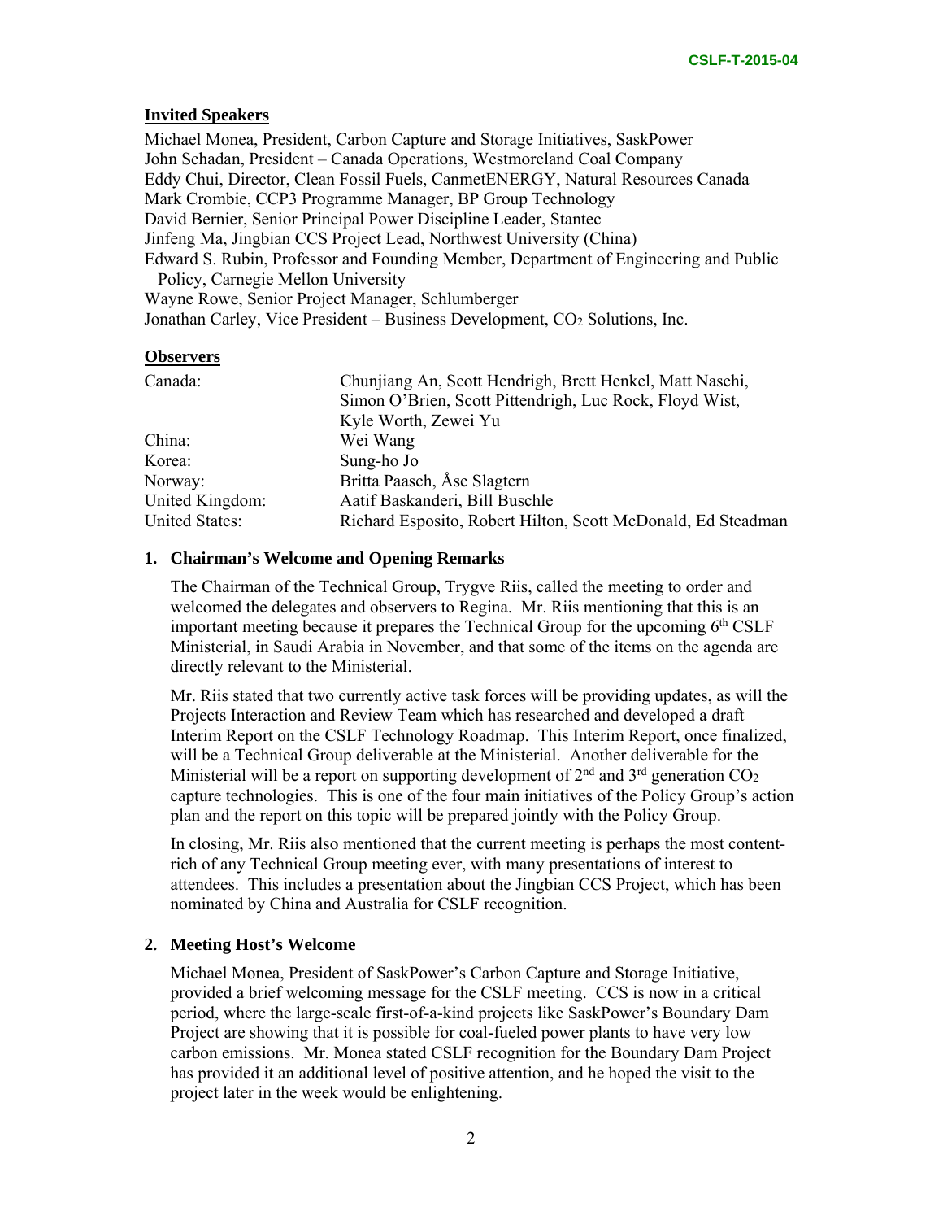**Invited Speakers**

Michael Monea, President, Carbon Capture and Storage Initiatives, SaskPower
John Schadan, President – Canada Operations, Westmoreland Coal Company
Eddy Chui, Director, Clean Fossil Fuels, CanmetENERGY, Natural Resources Canada
Mark Crombie, CCP3 Programme Manager, BP Group Technology
David Bernier, Senior Principal Power Discipline Leader, Stantec
Jinfeng Ma, Jingbian CCS Project Lead, Northwest University (China)
Edward S. Rubin, Professor and Founding Member, Department of Engineering and Public Policy, Carnegie Mellon University
Wayne Rowe, Senior Project Manager, Schlumberger
Jonathan Carley, Vice President – Business Development, $CO_2$ Solutions, Inc.

**Observers**

| | |
|---|---|
| Canada: | Chunjiang An, Scott Hendrigh, Brett Henkel, Matt Nasehi, Simon O'Brien, Scott Pittendrigh, Luc Rock, Floyd Wist, Kyle Worth, Zewei Yu |
| China: | Wei Wang |
| Korea: | Sung-ho Jo |
| Norway: | Britta Paasch, Åse Slagtern |
| United Kingdom: | Aatif Baskanderi, Bill Buschle |
| United States: | Richard Esposito, Robert Hilton, Scott McDonald, Ed Steadman |

## 1. Chairman's Welcome and Opening Remarks

The Chairman of the Technical Group, Trygve Riis, called the meeting to order and welcomed the delegates and observers to Regina. Mr. Riis mentioning that this is an important meeting because it prepares the Technical Group for the upcoming 6th CSLF Ministerial, in Saudi Arabia in November, and that some of the items on the agenda are directly relevant to the Ministerial.

Mr. Riis stated that two currently active task forces will be providing updates, as will the Projects Interaction and Review Team which has researched and developed a draft Interim Report on the CSLF Technology Roadmap. This Interim Report, once finalized, will be a Technical Group deliverable at the Ministerial. Another deliverable for the Ministerial will be a report on supporting development of 2nd and 3rd generation $CO_2$ capture technologies. This is one of the four main initiatives of the Policy Group's action plan and the report on this topic will be prepared jointly with the Policy Group.

In closing, Mr. Riis also mentioned that the current meeting is perhaps the most content-rich of any Technical Group meeting ever, with many presentations of interest to attendees. This includes a presentation about the Jingbian CCS Project, which has been nominated by China and Australia for CSLF recognition.

## 2. Meeting Host's Welcome

Michael Monea, President of SaskPower's Carbon Capture and Storage Initiative, provided a brief welcoming message for the CSLF meeting. CCS is now in a critical period, where the large-scale first-of-a-kind projects like SaskPower's Boundary Dam Project are showing that it is possible for coal-fueled power plants to have very low carbon emissions. Mr. Monea stated CSLF recognition for the Boundary Dam Project has provided it an additional level of positive attention, and he hoped the visit to the project later in the week would be enlightening.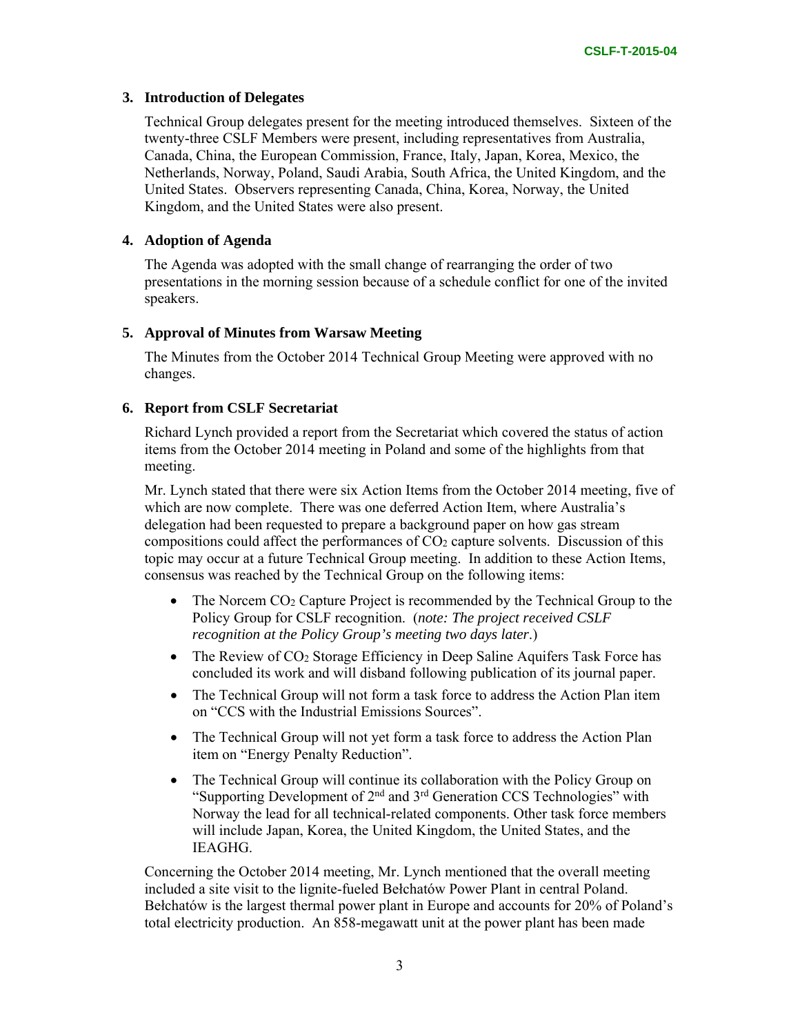### 3. Introduction of Delegates

Technical Group delegates present for the meeting introduced themselves. Sixteen of the twenty-three CSLF Members were present, including representatives from Australia, Canada, China, the European Commission, France, Italy, Japan, Korea, Mexico, the Netherlands, Norway, Poland, Saudi Arabia, South Africa, the United Kingdom, and the United States. Observers representing Canada, China, Korea, Norway, the United Kingdom, and the United States were also present.

### 4. Adoption of Agenda

The Agenda was adopted with the small change of rearranging the order of two presentations in the morning session because of a schedule conflict for one of the invited speakers.

### 5. Approval of Minutes from Warsaw Meeting

The Minutes from the October 2014 Technical Group Meeting were approved with no changes.

### 6. Report from CSLF Secretariat

Richard Lynch provided a report from the Secretariat which covered the status of action items from the October 2014 meeting in Poland and some of the highlights from that meeting.

Mr. Lynch stated that there were six Action Items from the October 2014 meeting, five of which are now complete. There was one deferred Action Item, where Australia's delegation had been requested to prepare a background paper on how gas stream compositions could affect the performances of $CO_2$ capture solvents. Discussion of this topic may occur at a future Technical Group meeting. In addition to these Action Items, consensus was reached by the Technical Group on the following items:

- The Norcem $CO_2$ Capture Project is recommended by the Technical Group to the Policy Group for CSLF recognition. (*note: The project received CSLF recognition at the Policy Group's meeting two days later*.)
- The Review of $CO_2$ Storage Efficiency in Deep Saline Aquifers Task Force has concluded its work and will disband following publication of its journal paper.
- The Technical Group will not form a task force to address the Action Plan item on "CCS with the Industrial Emissions Sources".
- The Technical Group will not yet form a task force to address the Action Plan item on "Energy Penalty Reduction".
- The Technical Group will continue its collaboration with the Policy Group on "Supporting Development of 2nd and 3rd Generation CCS Technologies" with Norway the lead for all technical-related components. Other task force members will include Japan, Korea, the United Kingdom, the United States, and the IEAGHG.

Concerning the October 2014 meeting, Mr. Lynch mentioned that the overall meeting included a site visit to the lignite-fueled Bełchatów Power Plant in central Poland. Bełchatów is the largest thermal power plant in Europe and accounts for 20% of Poland's total electricity production. An 858-megawatt unit at the power plant has been made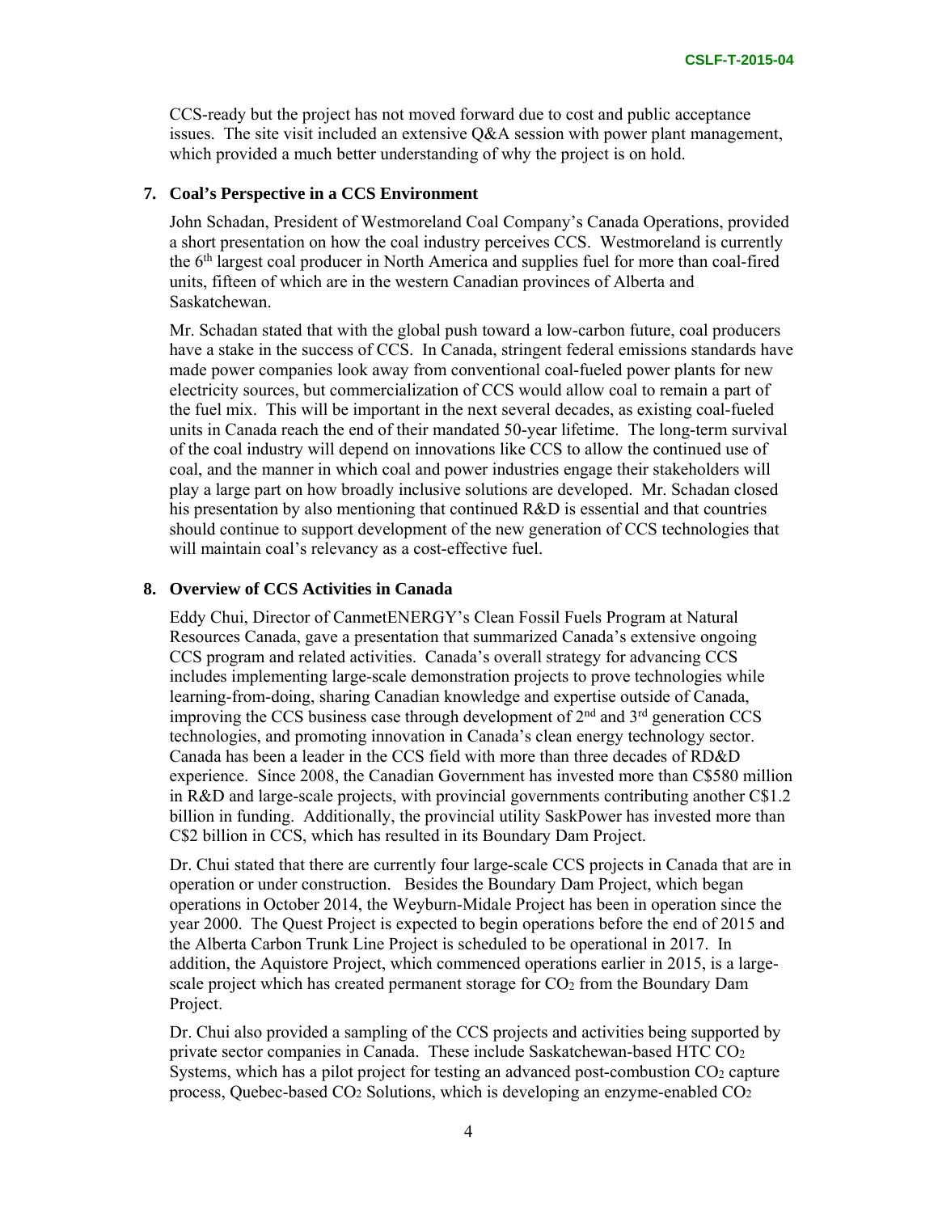CCS-ready but the project has not moved forward due to cost and public acceptance issues. The site visit included an extensive Q&A session with power plant management, which provided a much better understanding of why the project is on hold.

## 7. Coal's Perspective in a CCS Environment

John Schadan, President of Westmoreland Coal Company's Canada Operations, provided a short presentation on how the coal industry perceives CCS. Westmoreland is currently the 6th largest coal producer in North America and supplies fuel for more than coal-fired units, fifteen of which are in the western Canadian provinces of Alberta and Saskatchewan.

Mr. Schadan stated that with the global push toward a low-carbon future, coal producers have a stake in the success of CCS. In Canada, stringent federal emissions standards have made power companies look away from conventional coal-fueled power plants for new electricity sources, but commercialization of CCS would allow coal to remain a part of the fuel mix. This will be important in the next several decades, as existing coal-fueled units in Canada reach the end of their mandated 50-year lifetime. The long-term survival of the coal industry will depend on innovations like CCS to allow the continued use of coal, and the manner in which coal and power industries engage their stakeholders will play a large part on how broadly inclusive solutions are developed. Mr. Schadan closed his presentation by also mentioning that continued R&D is essential and that countries should continue to support development of the new generation of CCS technologies that will maintain coal's relevancy as a cost-effective fuel.

## 8. Overview of CCS Activities in Canada

Eddy Chui, Director of CanmetENERGY's Clean Fossil Fuels Program at Natural Resources Canada, gave a presentation that summarized Canada's extensive ongoing CCS program and related activities. Canada's overall strategy for advancing CCS includes implementing large-scale demonstration projects to prove technologies while learning-from-doing, sharing Canadian knowledge and expertise outside of Canada, improving the CCS business case through development of 2nd and 3rd generation CCS technologies, and promoting innovation in Canada's clean energy technology sector. Canada has been a leader in the CCS field with more than three decades of RD&D experience. Since 2008, the Canadian Government has invested more than C$580 million in R&D and large-scale projects, with provincial governments contributing another C$1.2 billion in funding. Additionally, the provincial utility SaskPower has invested more than C$2 billion in CCS, which has resulted in its Boundary Dam Project.

Dr. Chui stated that there are currently four large-scale CCS projects in Canada that are in operation or under construction. Besides the Boundary Dam Project, which began operations in October 2014, the Weyburn-Midale Project has been in operation since the year 2000. The Quest Project is expected to begin operations before the end of 2015 and the Alberta Carbon Trunk Line Project is scheduled to be operational in 2017. In addition, the Aquistore Project, which commenced operations earlier in 2015, is a large-scale project which has created permanent storage for $CO_2$ from the Boundary Dam Project.

Dr. Chui also provided a sampling of the CCS projects and activities being supported by private sector companies in Canada. These include Saskatchewan-based HTC $CO_2$ Systems, which has a pilot project for testing an advanced post-combustion $CO_2$ capture process, Quebec-based $CO_2$ Solutions, which is developing an enzyme-enabled $CO_2$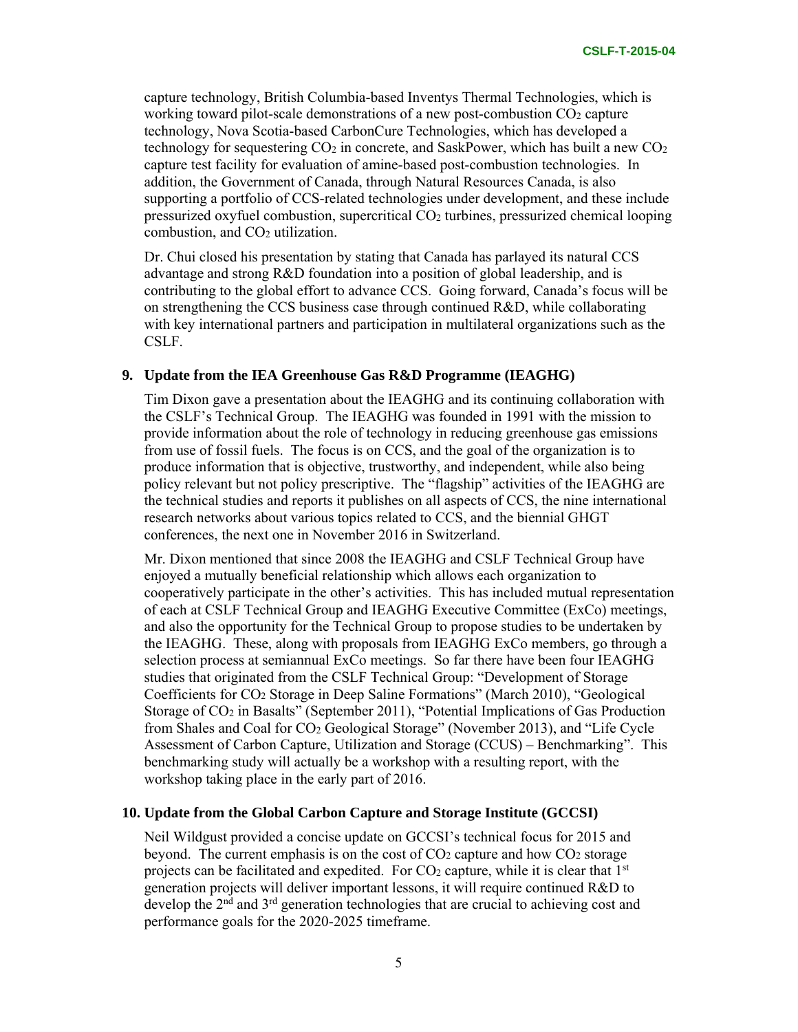capture technology, British Columbia-based Inventys Thermal Technologies, which is working toward pilot-scale demonstrations of a new post-combustion $CO_2$ capture technology, Nova Scotia-based CarbonCure Technologies, which has developed a technology for sequestering $CO_2$ in concrete, and SaskPower, which has built a new $CO_2$ capture test facility for evaluation of amine-based post-combustion technologies. In addition, the Government of Canada, through Natural Resources Canada, is also supporting a portfolio of CCS-related technologies under development, and these include pressurized oxyfuel combustion, supercritical $CO_2$ turbines, pressurized chemical looping combustion, and $CO_2$ utilization.

Dr. Chui closed his presentation by stating that Canada has parlayed its natural CCS advantage and strong R&D foundation into a position of global leadership, and is contributing to the global effort to advance CCS. Going forward, Canada's focus will be on strengthening the CCS business case through continued R&D, while collaborating with key international partners and participation in multilateral organizations such as the CSLF.

**9. Update from the IEA Greenhouse Gas R&D Programme (IEAGHG)**

Tim Dixon gave a presentation about the IEAGHG and its continuing collaboration with the CSLF's Technical Group. The IEAGHG was founded in 1991 with the mission to provide information about the role of technology in reducing greenhouse gas emissions from use of fossil fuels. The focus is on CCS, and the goal of the organization is to produce information that is objective, trustworthy, and independent, while also being policy relevant but not policy prescriptive. The "flagship" activities of the IEAGHG are the technical studies and reports it publishes on all aspects of CCS, the nine international research networks about various topics related to CCS, and the biennial GHGT conferences, the next one in November 2016 in Switzerland.

Mr. Dixon mentioned that since 2008 the IEAGHG and CSLF Technical Group have enjoyed a mutually beneficial relationship which allows each organization to cooperatively participate in the other's activities. This has included mutual representation of each at CSLF Technical Group and IEAGHG Executive Committee (ExCo) meetings, and also the opportunity for the Technical Group to propose studies to be undertaken by the IEAGHG. These, along with proposals from IEAGHG ExCo members, go through a selection process at semiannual ExCo meetings. So far there have been four IEAGHG studies that originated from the CSLF Technical Group: "Development of Storage Coefficients for $CO_2$ Storage in Deep Saline Formations" (March 2010), "Geological Storage of $CO_2$ in Basalts" (September 2011), "Potential Implications of Gas Production from Shales and Coal for $CO_2$ Geological Storage" (November 2013), and "Life Cycle Assessment of Carbon Capture, Utilization and Storage (CCUS) – Benchmarking". This benchmarking study will actually be a workshop with a resulting report, with the workshop taking place in the early part of 2016.

**10. Update from the Global Carbon Capture and Storage Institute (GCCSI)**

Neil Wildgust provided a concise update on GCCSI's technical focus for 2015 and beyond. The current emphasis is on the cost of $CO_2$ capture and how $CO_2$ storage projects can be facilitated and expedited. For $CO_2$ capture, while it is clear that 1st generation projects will deliver important lessons, it will require continued R&D to develop the 2nd and 3rd generation technologies that are crucial to achieving cost and performance goals for the 2020-2025 timeframe.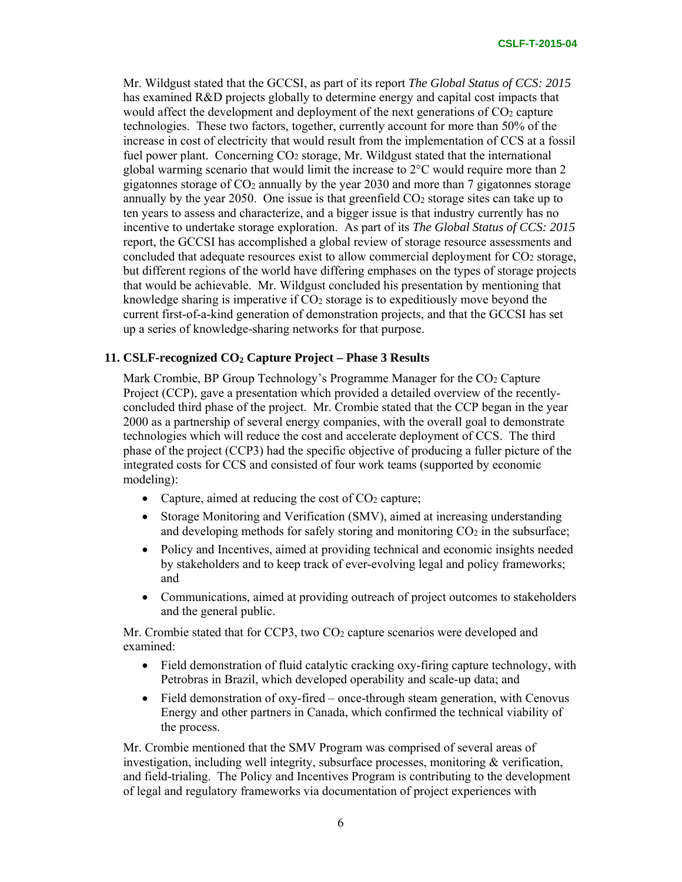Mr. Wildgust stated that the GCCSI, as part of its report *The Global Status of CCS: 2015* has examined R&D projects globally to determine energy and capital cost impacts that would affect the development and deployment of the next generations of $CO_2$ capture technologies. These two factors, together, currently account for more than 50% of the increase in cost of electricity that would result from the implementation of CCS at a fossil fuel power plant. Concerning $CO_2$ storage, Mr. Wildgust stated that the international global warming scenario that would limit the increase to 2°C would require more than 2 gigatonnes storage of $CO_2$ annually by the year 2030 and more than 7 gigatonnes storage annually by the year 2050. One issue is that greenfield $CO_2$ storage sites can take up to ten years to assess and characterize, and a bigger issue is that industry currently has no incentive to undertake storage exploration. As part of its *The Global Status of CCS: 2015* report, the GCCSI has accomplished a global review of storage resource assessments and concluded that adequate resources exist to allow commercial deployment for $CO_2$ storage, but different regions of the world have differing emphases on the types of storage projects that would be achievable. Mr. Wildgust concluded his presentation by mentioning that knowledge sharing is imperative if $CO_2$ storage is to expeditiously move beyond the current first-of-a-kind generation of demonstration projects, and that the GCCSI has set up a series of knowledge-sharing networks for that purpose.

### 11. CSLF-recognized $CO_2$ Capture Project – Phase 3 Results

Mark Crombie, BP Group Technology's Programme Manager for the $CO_2$ Capture Project (CCP), gave a presentation which provided a detailed overview of the recently-concluded third phase of the project. Mr. Crombie stated that the CCP began in the year 2000 as a partnership of several energy companies, with the overall goal to demonstrate technologies which will reduce the cost and accelerate deployment of CCS. The third phase of the project (CCP3) had the specific objective of producing a fuller picture of the integrated costs for CCS and consisted of four work teams (supported by economic modeling):

- Capture, aimed at reducing the cost of $CO_2$ capture;
- Storage Monitoring and Verification (SMV), aimed at increasing understanding and developing methods for safely storing and monitoring $CO_2$ in the subsurface;
- Policy and Incentives, aimed at providing technical and economic insights needed by stakeholders and to keep track of ever-evolving legal and policy frameworks; and
- Communications, aimed at providing outreach of project outcomes to stakeholders and the general public.

Mr. Crombie stated that for CCP3, two $CO_2$ capture scenarios were developed and examined:

- Field demonstration of fluid catalytic cracking oxy-firing capture technology, with Petrobras in Brazil, which developed operability and scale-up data; and
- Field demonstration of oxy-fired – once-through steam generation, with Cenovus Energy and other partners in Canada, which confirmed the technical viability of the process.

Mr. Crombie mentioned that the SMV Program was comprised of several areas of investigation, including well integrity, subsurface processes, monitoring & verification, and field-trialing. The Policy and Incentives Program is contributing to the development of legal and regulatory frameworks via documentation of project experiences with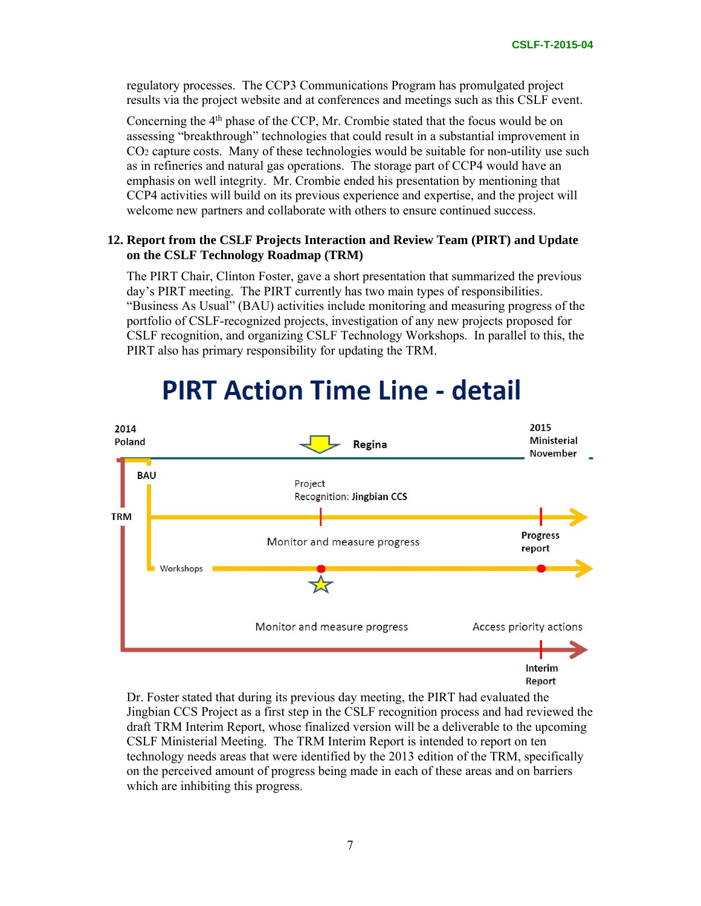regulatory processes. The CCP3 Communications Program has promulgated project results via the project website and at conferences and meetings such as this CSLF event.

Concerning the 4th phase of the CCP, Mr. Crombie stated that the focus would be on assessing "breakthrough" technologies that could result in a substantial improvement in $CO_2$ capture costs. Many of these technologies would be suitable for non-utility use such as in refineries and natural gas operations. The storage part of CCP4 would have an emphasis on well integrity. Mr. Crombie ended his presentation by mentioning that CCP4 activities will build on its previous experience and expertise, and the project will welcome new partners and collaborate with others to ensure continued success.

## 12. Report from the CSLF Projects Interaction and Review Team (PIRT) and Update on the CSLF Technology Roadmap (TRM)

The PIRT Chair, Clinton Foster, gave a short presentation that summarized the previous day's PIRT meeting. The PIRT currently has two main types of responsibilities. "Business As Usual" (BAU) activities include monitoring and measuring progress of the portfolio of CSLF-recognized projects, investigation of any new projects proposed for CSLF recognition, and organizing CSLF Technology Workshops. In parallel to this, the PIRT also has primary responsibility for updating the TRM.

**PIRT Action Time Line - detail**

2014 Poland — Regina — 2015 Ministerial November

BAU
- Project Recognition: Jingbian CCS
- Monitor and measure progress — Progress report
- Workshops

TRM
- Monitor and measure progress — Access priority actions — Interim Report

Dr. Foster stated that during its previous day meeting, the PIRT had evaluated the Jingbian CCS Project as a first step in the CSLF recognition process and had reviewed the draft TRM Interim Report, whose finalized version will be a deliverable to the upcoming CSLF Ministerial Meeting. The TRM Interim Report is intended to report on ten technology needs areas that were identified by the 2013 edition of the TRM, specifically on the perceived amount of progress being made in each of these areas and on barriers which are inhibiting this progress.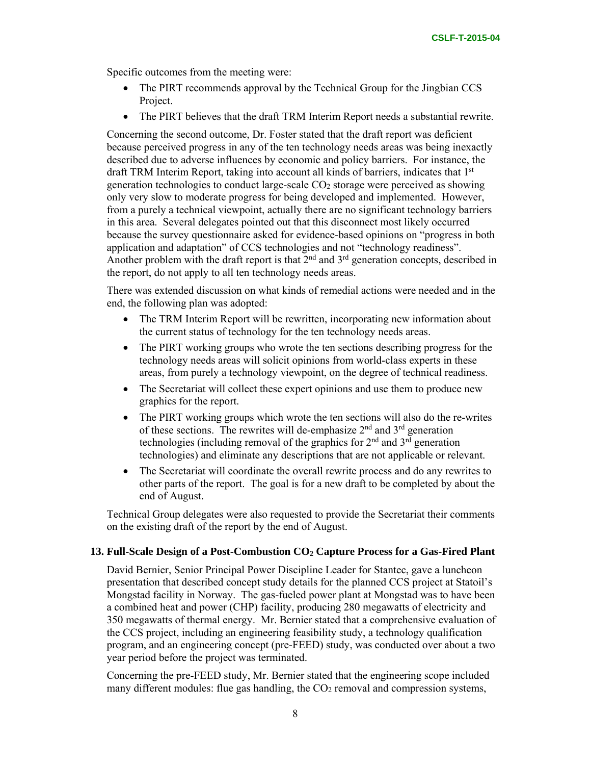Specific outcomes from the meeting were:

- The PIRT recommends approval by the Technical Group for the Jingbian CCS Project.
- The PIRT believes that the draft TRM Interim Report needs a substantial rewrite.

Concerning the second outcome, Dr. Foster stated that the draft report was deficient because perceived progress in any of the ten technology needs areas was being inexactly described due to adverse influences by economic and policy barriers. For instance, the draft TRM Interim Report, taking into account all kinds of barriers, indicates that 1st generation technologies to conduct large-scale $CO_2$ storage were perceived as showing only very slow to moderate progress for being developed and implemented. However, from a purely a technical viewpoint, actually there are no significant technology barriers in this area. Several delegates pointed out that this disconnect most likely occurred because the survey questionnaire asked for evidence-based opinions on "progress in both application and adaptation" of CCS technologies and not "technology readiness". Another problem with the draft report is that 2nd and 3rd generation concepts, described in the report, do not apply to all ten technology needs areas.

There was extended discussion on what kinds of remedial actions were needed and in the end, the following plan was adopted:

- The TRM Interim Report will be rewritten, incorporating new information about the current status of technology for the ten technology needs areas.
- The PIRT working groups who wrote the ten sections describing progress for the technology needs areas will solicit opinions from world-class experts in these areas, from purely a technology viewpoint, on the degree of technical readiness.
- The Secretariat will collect these expert opinions and use them to produce new graphics for the report.
- The PIRT working groups which wrote the ten sections will also do the re-writes of these sections. The rewrites will de-emphasize 2nd and 3rd generation technologies (including removal of the graphics for 2nd and 3rd generation technologies) and eliminate any descriptions that are not applicable or relevant.
- The Secretariat will coordinate the overall rewrite process and do any rewrites to other parts of the report. The goal is for a new draft to be completed by about the end of August.

Technical Group delegates were also requested to provide the Secretariat their comments on the existing draft of the report by the end of August.

### 13. Full-Scale Design of a Post-Combustion $CO_2$ Capture Process for a Gas-Fired Plant

David Bernier, Senior Principal Power Discipline Leader for Stantec, gave a luncheon presentation that described concept study details for the planned CCS project at Statoil's Mongstad facility in Norway. The gas-fueled power plant at Mongstad was to have been a combined heat and power (CHP) facility, producing 280 megawatts of electricity and 350 megawatts of thermal energy. Mr. Bernier stated that a comprehensive evaluation of the CCS project, including an engineering feasibility study, a technology qualification program, and an engineering concept (pre-FEED) study, was conducted over about a two year period before the project was terminated.

Concerning the pre-FEED study, Mr. Bernier stated that the engineering scope included many different modules: flue gas handling, the $CO_2$ removal and compression systems,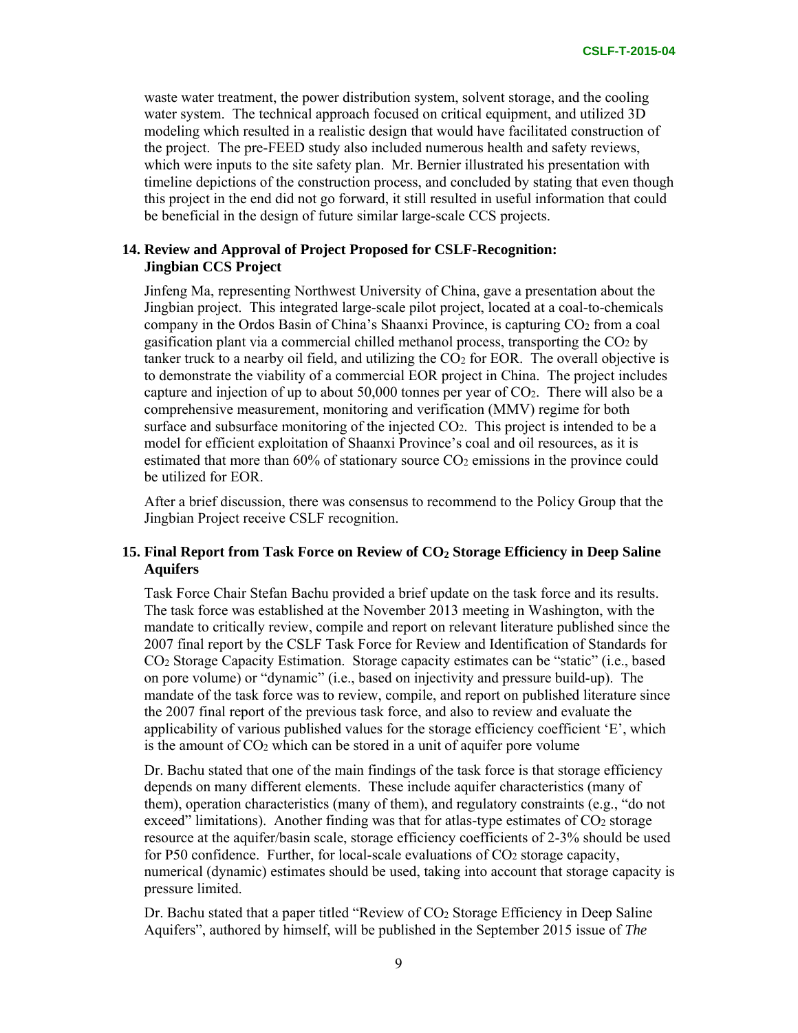waste water treatment, the power distribution system, solvent storage, and the cooling water system. The technical approach focused on critical equipment, and utilized 3D modeling which resulted in a realistic design that would have facilitated construction of the project. The pre-FEED study also included numerous health and safety reviews, which were inputs to the site safety plan. Mr. Bernier illustrated his presentation with timeline depictions of the construction process, and concluded by stating that even though this project in the end did not go forward, it still resulted in useful information that could be beneficial in the design of future similar large-scale CCS projects.

## 14. Review and Approval of Project Proposed for CSLF-Recognition: Jingbian CCS Project

Jinfeng Ma, representing Northwest University of China, gave a presentation about the Jingbian project. This integrated large-scale pilot project, located at a coal-to-chemicals company in the Ordos Basin of China's Shaanxi Province, is capturing $CO_2$ from a coal gasification plant via a commercial chilled methanol process, transporting the $CO_2$ by tanker truck to a nearby oil field, and utilizing the $CO_2$ for EOR. The overall objective is to demonstrate the viability of a commercial EOR project in China. The project includes capture and injection of up to about 50,000 tonnes per year of $CO_2$. There will also be a comprehensive measurement, monitoring and verification (MMV) regime for both surface and subsurface monitoring of the injected $CO_2$. This project is intended to be a model for efficient exploitation of Shaanxi Province's coal and oil resources, as it is estimated that more than 60% of stationary source $CO_2$ emissions in the province could be utilized for EOR.

After a brief discussion, there was consensus to recommend to the Policy Group that the Jingbian Project receive CSLF recognition.

## 15. Final Report from Task Force on Review of $CO_2$ Storage Efficiency in Deep Saline Aquifers

Task Force Chair Stefan Bachu provided a brief update on the task force and its results. The task force was established at the November 2013 meeting in Washington, with the mandate to critically review, compile and report on relevant literature published since the 2007 final report by the CSLF Task Force for Review and Identification of Standards for $CO_2$ Storage Capacity Estimation. Storage capacity estimates can be "static" (i.e., based on pore volume) or "dynamic" (i.e., based on injectivity and pressure build-up). The mandate of the task force was to review, compile, and report on published literature since the 2007 final report of the previous task force, and also to review and evaluate the applicability of various published values for the storage efficiency coefficient 'E', which is the amount of $CO_2$ which can be stored in a unit of aquifer pore volume

Dr. Bachu stated that one of the main findings of the task force is that storage efficiency depends on many different elements. These include aquifer characteristics (many of them), operation characteristics (many of them), and regulatory constraints (e.g., "do not exceed" limitations). Another finding was that for atlas-type estimates of $CO_2$ storage resource at the aquifer/basin scale, storage efficiency coefficients of 2-3% should be used for P50 confidence. Further, for local-scale evaluations of $CO_2$ storage capacity, numerical (dynamic) estimates should be used, taking into account that storage capacity is pressure limited.

Dr. Bachu stated that a paper titled "Review of $CO_2$ Storage Efficiency in Deep Saline Aquifers", authored by himself, will be published in the September 2015 issue of *The*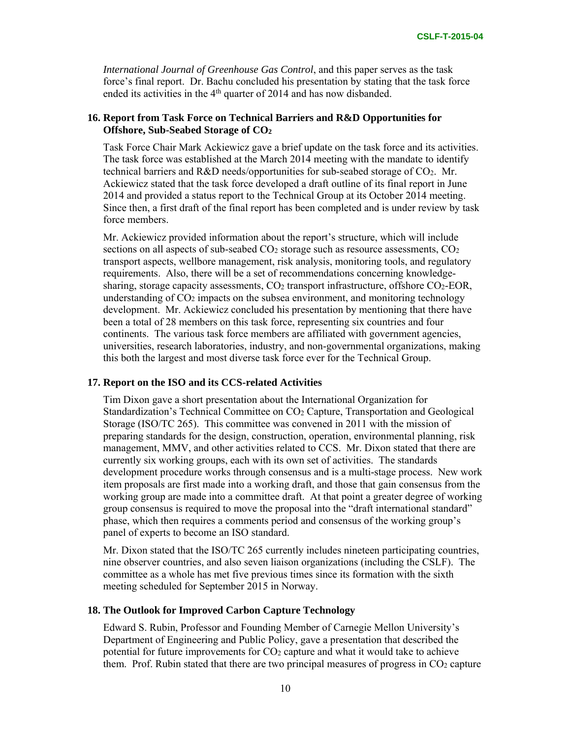*International Journal of Greenhouse Gas Control*, and this paper serves as the task force's final report. Dr. Bachu concluded his presentation by stating that the task force ended its activities in the 4th quarter of 2014 and has now disbanded.

## 16. Report from Task Force on Technical Barriers and R&D Opportunities for Offshore, Sub-Seabed Storage of $CO_2$

Task Force Chair Mark Ackiewicz gave a brief update on the task force and its activities. The task force was established at the March 2014 meeting with the mandate to identify technical barriers and R&D needs/opportunities for sub-seabed storage of $CO_2$. Mr. Ackiewicz stated that the task force developed a draft outline of its final report in June 2014 and provided a status report to the Technical Group at its October 2014 meeting. Since then, a first draft of the final report has been completed and is under review by task force members.

Mr. Ackiewicz provided information about the report's structure, which will include sections on all aspects of sub-seabed $CO_2$ storage such as resource assessments, $CO_2$ transport aspects, wellbore management, risk analysis, monitoring tools, and regulatory requirements. Also, there will be a set of recommendations concerning knowledge-sharing, storage capacity assessments, $CO_2$ transport infrastructure, offshore $CO_2$-EOR, understanding of $CO_2$ impacts on the subsea environment, and monitoring technology development. Mr. Ackiewicz concluded his presentation by mentioning that there have been a total of 28 members on this task force, representing six countries and four continents. The various task force members are affiliated with government agencies, universities, research laboratories, industry, and non-governmental organizations, making this both the largest and most diverse task force ever for the Technical Group.

## 17. Report on the ISO and its CCS-related Activities

Tim Dixon gave a short presentation about the International Organization for Standardization's Technical Committee on $CO_2$ Capture, Transportation and Geological Storage (ISO/TC 265). This committee was convened in 2011 with the mission of preparing standards for the design, construction, operation, environmental planning, risk management, MMV, and other activities related to CCS. Mr. Dixon stated that there are currently six working groups, each with its own set of activities. The standards development procedure works through consensus and is a multi-stage process. New work item proposals are first made into a working draft, and those that gain consensus from the working group are made into a committee draft. At that point a greater degree of working group consensus is required to move the proposal into the "draft international standard" phase, which then requires a comments period and consensus of the working group's panel of experts to become an ISO standard.

Mr. Dixon stated that the ISO/TC 265 currently includes nineteen participating countries, nine observer countries, and also seven liaison organizations (including the CSLF). The committee as a whole has met five previous times since its formation with the sixth meeting scheduled for September 2015 in Norway.

## 18. The Outlook for Improved Carbon Capture Technology

Edward S. Rubin, Professor and Founding Member of Carnegie Mellon University's Department of Engineering and Public Policy, gave a presentation that described the potential for future improvements for $CO_2$ capture and what it would take to achieve them. Prof. Rubin stated that there are two principal measures of progress in $CO_2$ capture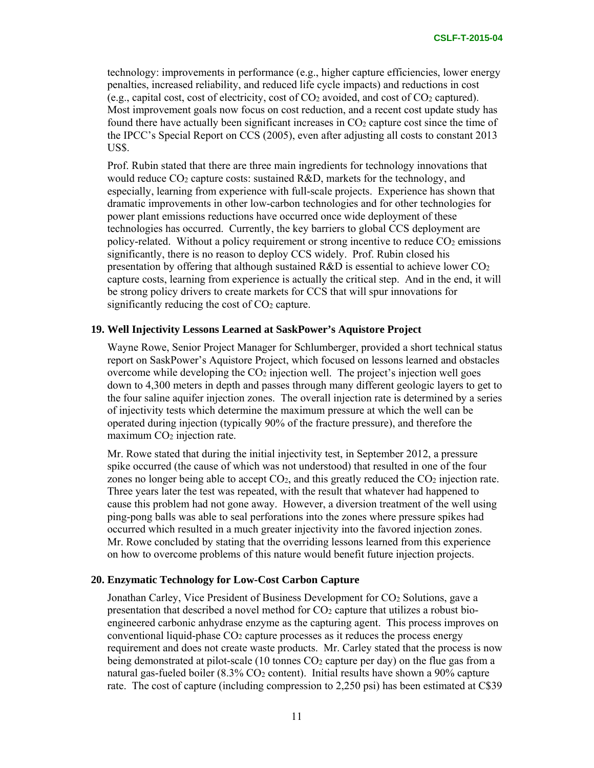technology: improvements in performance (e.g., higher capture efficiencies, lower energy penalties, increased reliability, and reduced life cycle impacts) and reductions in cost (e.g., capital cost, cost of electricity, cost of $CO_2$ avoided, and cost of $CO_2$ captured). Most improvement goals now focus on cost reduction, and a recent cost update study has found there have actually been significant increases in $CO_2$ capture cost since the time of the IPCC's Special Report on CCS (2005), even after adjusting all costs to constant 2013 US$.

Prof. Rubin stated that there are three main ingredients for technology innovations that would reduce $CO_2$ capture costs: sustained R&D, markets for the technology, and especially, learning from experience with full-scale projects. Experience has shown that dramatic improvements in other low-carbon technologies and for other technologies for power plant emissions reductions have occurred once wide deployment of these technologies has occurred. Currently, the key barriers to global CCS deployment are policy-related. Without a policy requirement or strong incentive to reduce $CO_2$ emissions significantly, there is no reason to deploy CCS widely. Prof. Rubin closed his presentation by offering that although sustained R&D is essential to achieve lower $CO_2$ capture costs, learning from experience is actually the critical step. And in the end, it will be strong policy drivers to create markets for CCS that will spur innovations for significantly reducing the cost of $CO_2$ capture.

### 19. Well Injectivity Lessons Learned at SaskPower's Aquistore Project

Wayne Rowe, Senior Project Manager for Schlumberger, provided a short technical status report on SaskPower's Aquistore Project, which focused on lessons learned and obstacles overcome while developing the $CO_2$ injection well. The project's injection well goes down to 4,300 meters in depth and passes through many different geologic layers to get to the four saline aquifer injection zones. The overall injection rate is determined by a series of injectivity tests which determine the maximum pressure at which the well can be operated during injection (typically 90% of the fracture pressure), and therefore the maximum $CO_2$ injection rate.

Mr. Rowe stated that during the initial injectivity test, in September 2012, a pressure spike occurred (the cause of which was not understood) that resulted in one of the four zones no longer being able to accept $CO_2$, and this greatly reduced the $CO_2$ injection rate. Three years later the test was repeated, with the result that whatever had happened to cause this problem had not gone away. However, a diversion treatment of the well using ping-pong balls was able to seal perforations into the zones where pressure spikes had occurred which resulted in a much greater injectivity into the favored injection zones. Mr. Rowe concluded by stating that the overriding lessons learned from this experience on how to overcome problems of this nature would benefit future injection projects.

### 20. Enzymatic Technology for Low-Cost Carbon Capture

Jonathan Carley, Vice President of Business Development for $CO_2$ Solutions, gave a presentation that described a novel method for $CO_2$ capture that utilizes a robust bio-engineered carbonic anhydrase enzyme as the capturing agent. This process improves on conventional liquid-phase $CO_2$ capture processes as it reduces the process energy requirement and does not create waste products. Mr. Carley stated that the process is now being demonstrated at pilot-scale (10 tonnes $CO_2$ capture per day) on the flue gas from a natural gas-fueled boiler (8.3% $CO_2$ content). Initial results have shown a 90% capture rate. The cost of capture (including compression to 2,250 psi) has been estimated at C$39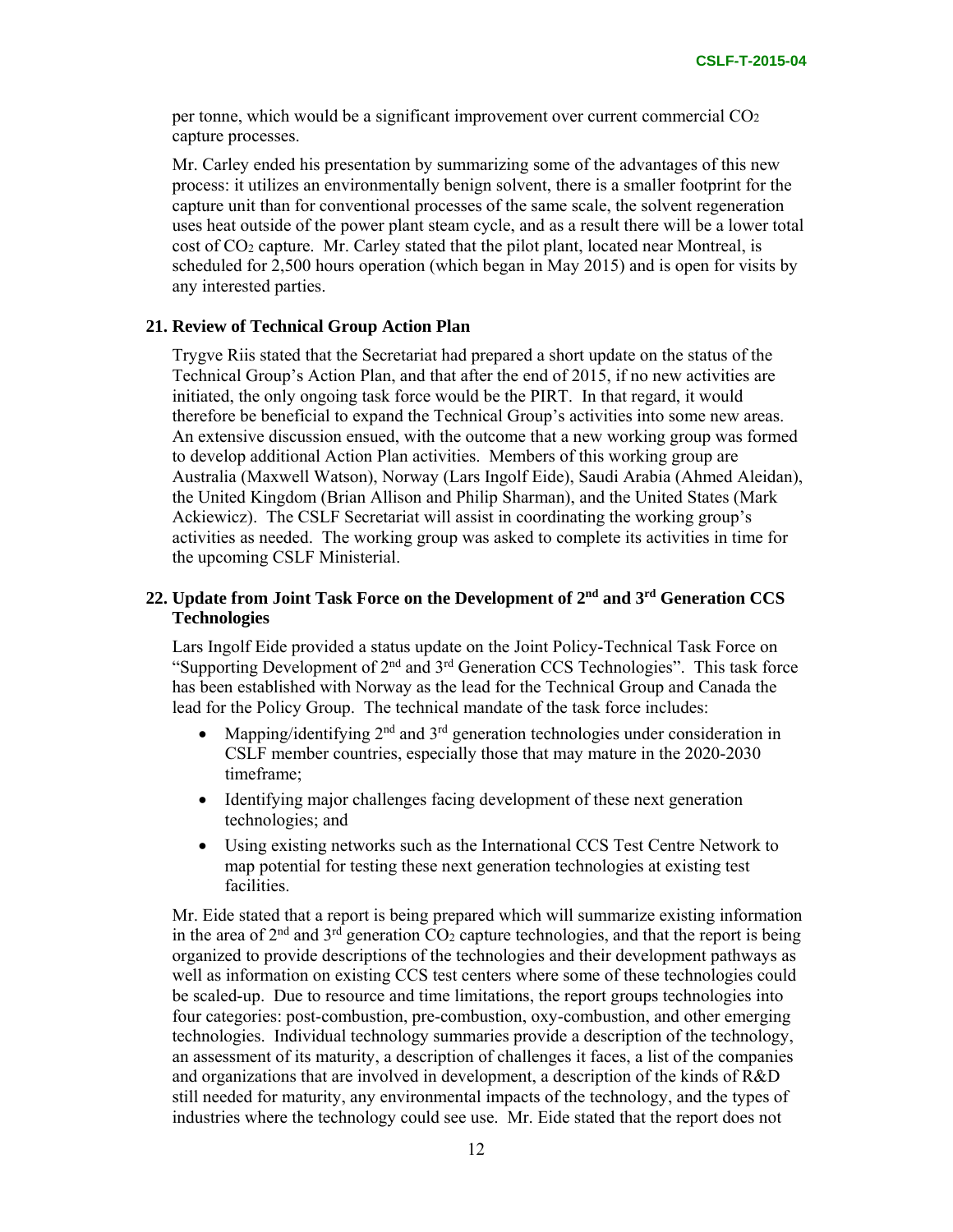per tonne, which would be a significant improvement over current commercial $CO_2$ capture processes.

Mr. Carley ended his presentation by summarizing some of the advantages of this new process: it utilizes an environmentally benign solvent, there is a smaller footprint for the capture unit than for conventional processes of the same scale, the solvent regeneration uses heat outside of the power plant steam cycle, and as a result there will be a lower total cost of $CO_2$ capture. Mr. Carley stated that the pilot plant, located near Montreal, is scheduled for 2,500 hours operation (which began in May 2015) and is open for visits by any interested parties.

## 21. Review of Technical Group Action Plan

Trygve Riis stated that the Secretariat had prepared a short update on the status of the Technical Group's Action Plan, and that after the end of 2015, if no new activities are initiated, the only ongoing task force would be the PIRT. In that regard, it would therefore be beneficial to expand the Technical Group's activities into some new areas. An extensive discussion ensued, with the outcome that a new working group was formed to develop additional Action Plan activities. Members of this working group are Australia (Maxwell Watson), Norway (Lars Ingolf Eide), Saudi Arabia (Ahmed Aleidan), the United Kingdom (Brian Allison and Philip Sharman), and the United States (Mark Ackiewicz). The CSLF Secretariat will assist in coordinating the working group's activities as needed. The working group was asked to complete its activities in time for the upcoming CSLF Ministerial.

## 22. Update from Joint Task Force on the Development of 2nd and 3rd Generation CCS Technologies

Lars Ingolf Eide provided a status update on the Joint Policy-Technical Task Force on "Supporting Development of 2nd and 3rd Generation CCS Technologies". This task force has been established with Norway as the lead for the Technical Group and Canada the lead for the Policy Group. The technical mandate of the task force includes:

- Mapping/identifying 2nd and 3rd generation technologies under consideration in CSLF member countries, especially those that may mature in the 2020-2030 timeframe;
- Identifying major challenges facing development of these next generation technologies; and
- Using existing networks such as the International CCS Test Centre Network to map potential for testing these next generation technologies at existing test facilities.

Mr. Eide stated that a report is being prepared which will summarize existing information in the area of 2nd and 3rd generation $CO_2$ capture technologies, and that the report is being organized to provide descriptions of the technologies and their development pathways as well as information on existing CCS test centers where some of these technologies could be scaled-up. Due to resource and time limitations, the report groups technologies into four categories: post-combustion, pre-combustion, oxy-combustion, and other emerging technologies. Individual technology summaries provide a description of the technology, an assessment of its maturity, a description of challenges it faces, a list of the companies and organizations that are involved in development, a description of the kinds of R&D still needed for maturity, any environmental impacts of the technology, and the types of industries where the technology could see use. Mr. Eide stated that the report does not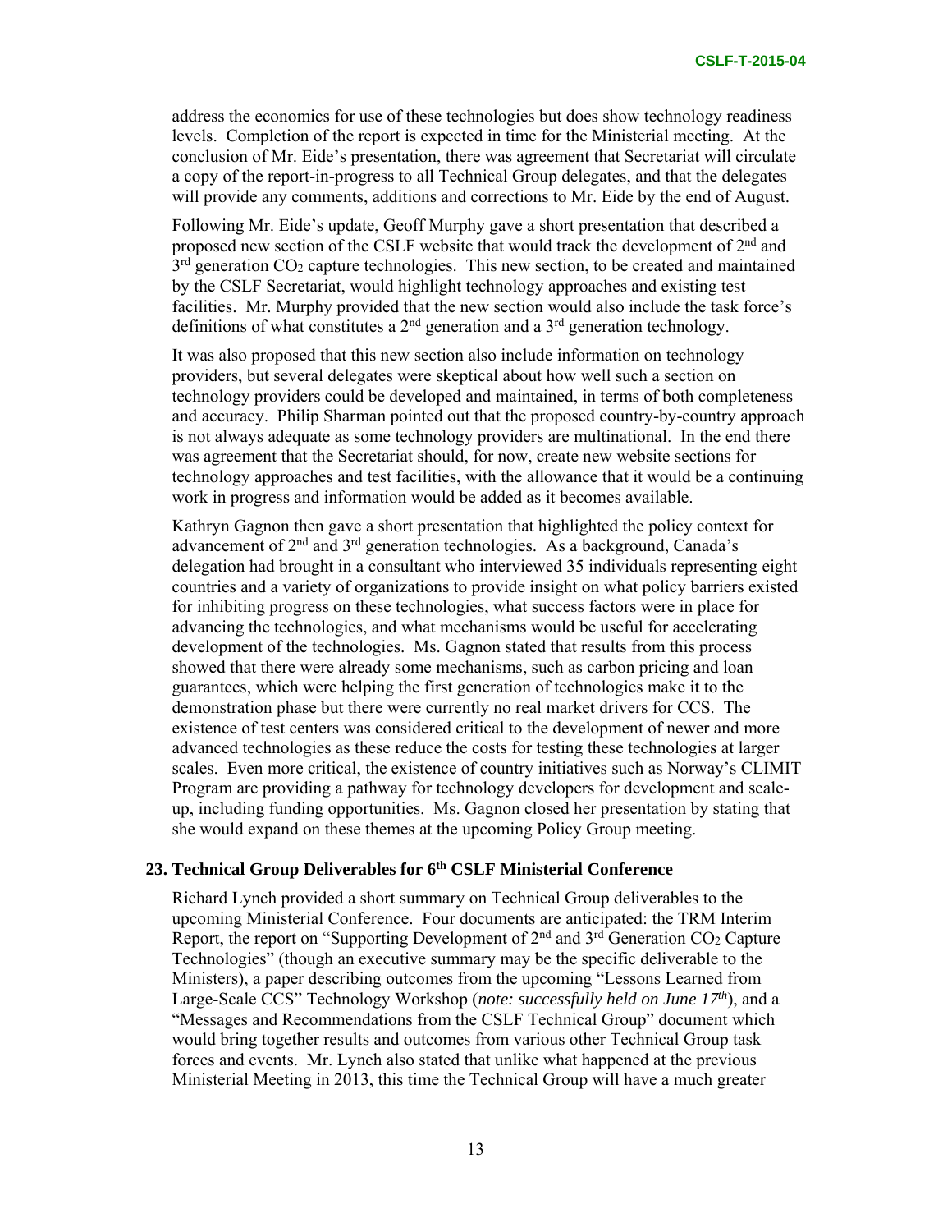address the economics for use of these technologies but does show technology readiness levels. Completion of the report is expected in time for the Ministerial meeting. At the conclusion of Mr. Eide's presentation, there was agreement that Secretariat will circulate a copy of the report-in-progress to all Technical Group delegates, and that the delegates will provide any comments, additions and corrections to Mr. Eide by the end of August.

Following Mr. Eide's update, Geoff Murphy gave a short presentation that described a proposed new section of the CSLF website that would track the development of 2nd and 3rd generation $CO_2$ capture technologies. This new section, to be created and maintained by the CSLF Secretariat, would highlight technology approaches and existing test facilities. Mr. Murphy provided that the new section would also include the task force's definitions of what constitutes a 2nd generation and a 3rd generation technology.

It was also proposed that this new section also include information on technology providers, but several delegates were skeptical about how well such a section on technology providers could be developed and maintained, in terms of both completeness and accuracy. Philip Sharman pointed out that the proposed country-by-country approach is not always adequate as some technology providers are multinational. In the end there was agreement that the Secretariat should, for now, create new website sections for technology approaches and test facilities, with the allowance that it would be a continuing work in progress and information would be added as it becomes available.

Kathryn Gagnon then gave a short presentation that highlighted the policy context for advancement of 2nd and 3rd generation technologies. As a background, Canada's delegation had brought in a consultant who interviewed 35 individuals representing eight countries and a variety of organizations to provide insight on what policy barriers existed for inhibiting progress on these technologies, what success factors were in place for advancing the technologies, and what mechanisms would be useful for accelerating development of the technologies. Ms. Gagnon stated that results from this process showed that there were already some mechanisms, such as carbon pricing and loan guarantees, which were helping the first generation of technologies make it to the demonstration phase but there were currently no real market drivers for CCS. The existence of test centers was considered critical to the development of newer and more advanced technologies as these reduce the costs for testing these technologies at larger scales. Even more critical, the existence of country initiatives such as Norway's CLIMIT Program are providing a pathway for technology developers for development and scale-up, including funding opportunities. Ms. Gagnon closed her presentation by stating that she would expand on these themes at the upcoming Policy Group meeting.

### 23. Technical Group Deliverables for 6th CSLF Ministerial Conference

Richard Lynch provided a short summary on Technical Group deliverables to the upcoming Ministerial Conference. Four documents are anticipated: the TRM Interim Report, the report on "Supporting Development of 2nd and 3rd Generation $CO_2$ Capture Technologies" (though an executive summary may be the specific deliverable to the Ministers), a paper describing outcomes from the upcoming "Lessons Learned from Large-Scale CCS" Technology Workshop (*note: successfully held on June 17th*), and a "Messages and Recommendations from the CSLF Technical Group" document which would bring together results and outcomes from various other Technical Group task forces and events. Mr. Lynch also stated that unlike what happened at the previous Ministerial Meeting in 2013, this time the Technical Group will have a much greater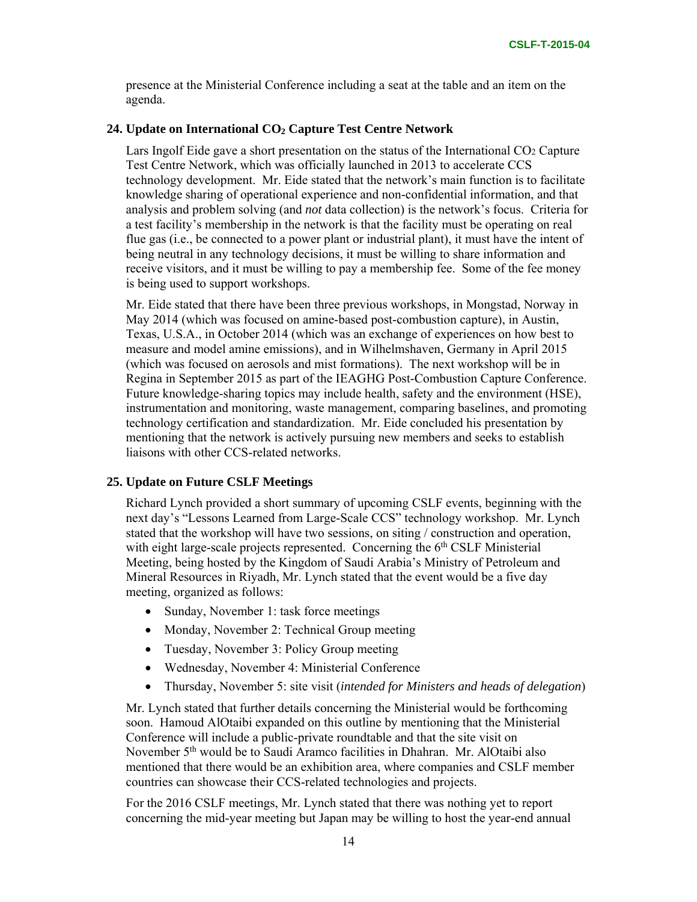presence at the Ministerial Conference including a seat at the table and an item on the agenda.

**24. Update on International $CO_2$ Capture Test Centre Network**

Lars Ingolf Eide gave a short presentation on the status of the International $CO_2$ Capture Test Centre Network, which was officially launched in 2013 to accelerate CCS technology development. Mr. Eide stated that the network's main function is to facilitate knowledge sharing of operational experience and non-confidential information, and that analysis and problem solving (and *not* data collection) is the network's focus. Criteria for a test facility's membership in the network is that the facility must be operating on real flue gas (i.e., be connected to a power plant or industrial plant), it must have the intent of being neutral in any technology decisions, it must be willing to share information and receive visitors, and it must be willing to pay a membership fee. Some of the fee money is being used to support workshops.

Mr. Eide stated that there have been three previous workshops, in Mongstad, Norway in May 2014 (which was focused on amine-based post-combustion capture), in Austin, Texas, U.S.A., in October 2014 (which was an exchange of experiences on how best to measure and model amine emissions), and in Wilhelmshaven, Germany in April 2015 (which was focused on aerosols and mist formations). The next workshop will be in Regina in September 2015 as part of the IEAGHG Post-Combustion Capture Conference. Future knowledge-sharing topics may include health, safety and the environment (HSE), instrumentation and monitoring, waste management, comparing baselines, and promoting technology certification and standardization. Mr. Eide concluded his presentation by mentioning that the network is actively pursuing new members and seeks to establish liaisons with other CCS-related networks.

**25. Update on Future CSLF Meetings**

Richard Lynch provided a short summary of upcoming CSLF events, beginning with the next day's "Lessons Learned from Large-Scale CCS" technology workshop. Mr. Lynch stated that the workshop will have two sessions, on siting / construction and operation, with eight large-scale projects represented. Concerning the 6th CSLF Ministerial Meeting, being hosted by the Kingdom of Saudi Arabia's Ministry of Petroleum and Mineral Resources in Riyadh, Mr. Lynch stated that the event would be a five day meeting, organized as follows:

- Sunday, November 1: task force meetings
- Monday, November 2: Technical Group meeting
- Tuesday, November 3: Policy Group meeting
- Wednesday, November 4: Ministerial Conference
- Thursday, November 5: site visit (*intended for Ministers and heads of delegation*)

Mr. Lynch stated that further details concerning the Ministerial would be forthcoming soon. Hamoud AlOtaibi expanded on this outline by mentioning that the Ministerial Conference will include a public-private roundtable and that the site visit on November 5th would be to Saudi Aramco facilities in Dhahran. Mr. AlOtaibi also mentioned that there would be an exhibition area, where companies and CSLF member countries can showcase their CCS-related technologies and projects.

For the 2016 CSLF meetings, Mr. Lynch stated that there was nothing yet to report concerning the mid-year meeting but Japan may be willing to host the year-end annual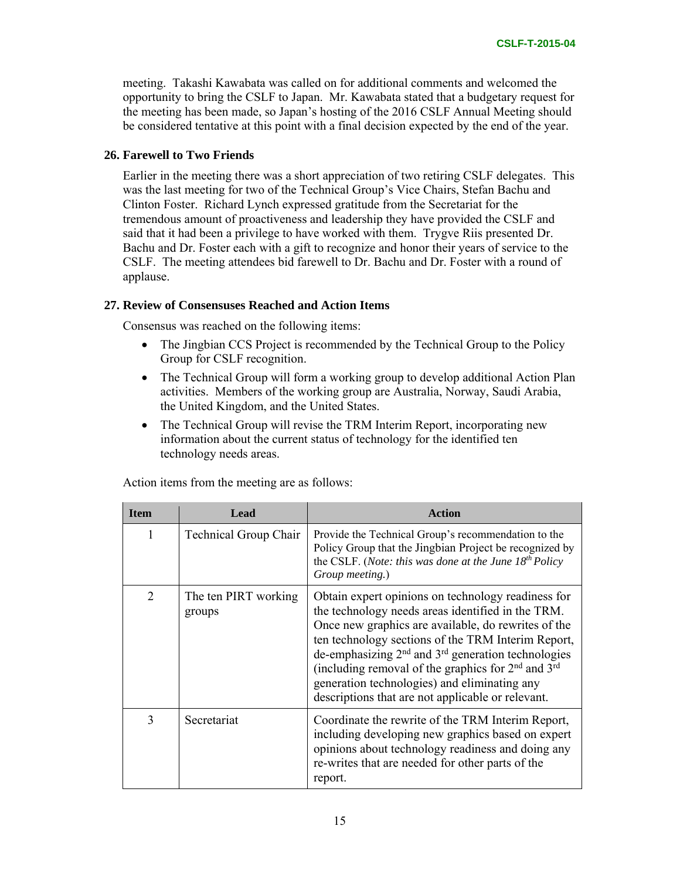meeting. Takashi Kawabata was called on for additional comments and welcomed the opportunity to bring the CSLF to Japan. Mr. Kawabata stated that a budgetary request for the meeting has been made, so Japan's hosting of the 2016 CSLF Annual Meeting should be considered tentative at this point with a final decision expected by the end of the year.

### 26. Farewell to Two Friends

Earlier in the meeting there was a short appreciation of two retiring CSLF delegates. This was the last meeting for two of the Technical Group's Vice Chairs, Stefan Bachu and Clinton Foster. Richard Lynch expressed gratitude from the Secretariat for the tremendous amount of proactiveness and leadership they have provided the CSLF and said that it had been a privilege to have worked with them. Trygve Riis presented Dr. Bachu and Dr. Foster each with a gift to recognize and honor their years of service to the CSLF. The meeting attendees bid farewell to Dr. Bachu and Dr. Foster with a round of applause.

### 27. Review of Consensuses Reached and Action Items

Consensus was reached on the following items:

- The Jingbian CCS Project is recommended by the Technical Group to the Policy Group for CSLF recognition.
- The Technical Group will form a working group to develop additional Action Plan activities. Members of the working group are Australia, Norway, Saudi Arabia, the United Kingdom, and the United States.
- The Technical Group will revise the TRM Interim Report, incorporating new information about the current status of technology for the identified ten technology needs areas.

Action items from the meeting are as follows:

| Item | Lead | Action |
|---|---|---|
| 1 | Technical Group Chair | Provide the Technical Group's recommendation to the Policy Group that the Jingbian Project be recognized by the CSLF. (*Note: this was done at the June 18th Policy Group meeting.*) |
| 2 | The ten PIRT working groups | Obtain expert opinions on technology readiness for the technology needs areas identified in the TRM. Once new graphics are available, do rewrites of the ten technology sections of the TRM Interim Report, de-emphasizing 2nd and 3rd generation technologies (including removal of the graphics for 2nd and 3rd generation technologies) and eliminating any descriptions that are not applicable or relevant. |
| 3 | Secretariat | Coordinate the rewrite of the TRM Interim Report, including developing new graphics based on expert opinions about technology readiness and doing any re-writes that are needed for other parts of the report. |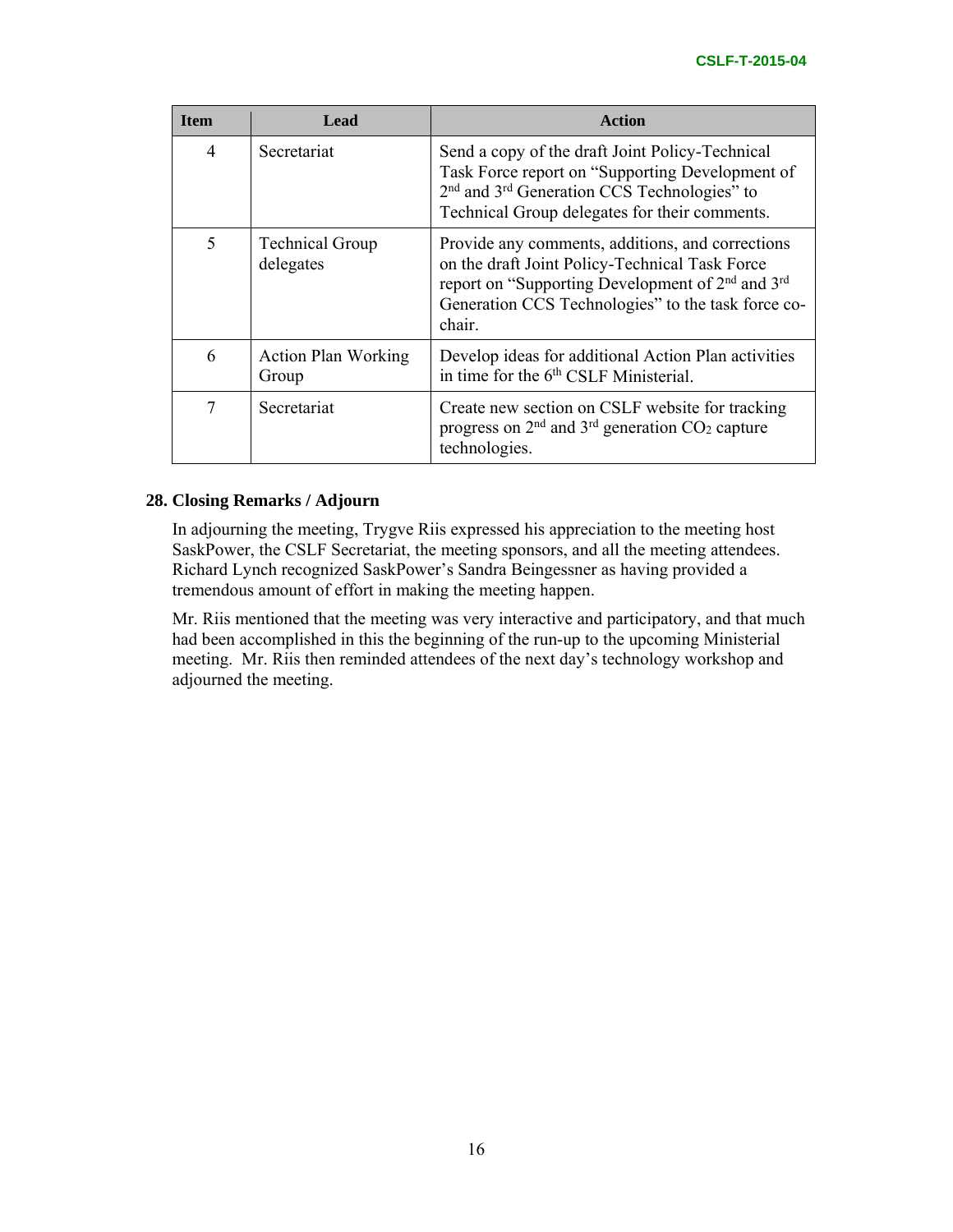| Item | Lead | Action |
|---|---|---|
| 4 | Secretariat | Send a copy of the draft Joint Policy-Technical Task Force report on "Supporting Development of 2nd and 3rd Generation CCS Technologies" to Technical Group delegates for their comments. |
| 5 | Technical Group delegates | Provide any comments, additions, and corrections on the draft Joint Policy-Technical Task Force report on "Supporting Development of 2nd and 3rd Generation CCS Technologies" to the task force co-chair. |
| 6 | Action Plan Working Group | Develop ideas for additional Action Plan activities in time for the 6th CSLF Ministerial. |
| 7 | Secretariat | Create new section on CSLF website for tracking progress on 2nd and 3rd generation $CO_2$ capture technologies. |

## 28. Closing Remarks / Adjourn

In adjourning the meeting, Trygve Riis expressed his appreciation to the meeting host SaskPower, the CSLF Secretariat, the meeting sponsors, and all the meeting attendees. Richard Lynch recognized SaskPower's Sandra Beingessner as having provided a tremendous amount of effort in making the meeting happen.

Mr. Riis mentioned that the meeting was very interactive and participatory, and that much had been accomplished in this the beginning of the run-up to the upcoming Ministerial meeting. Mr. Riis then reminded attendees of the next day's technology workshop and adjourned the meeting.